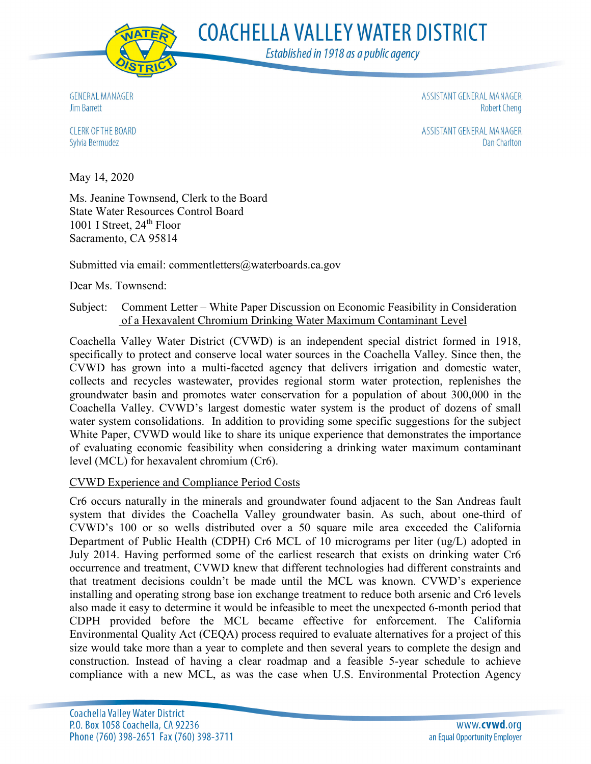# COACHELLA VALLEY WATER DISTRICT

*Established in 1918 as a public agency*

GENERAL MANAGER
Jim Barrett

CLERK OF THE BOARD
Sylvia Bermudez

ASSISTANT GENERAL MANAGER
Robert Cheng

ASSISTANT GENERAL MANAGER
Dan Charlton

May 14, 2020

Ms. Jeanine Townsend, Clerk to the Board
State Water Resources Control Board
1001 I Street, 24th Floor
Sacramento, CA 95814

Submitted via email: commentletters@waterboards.ca.gov

Dear Ms. Townsend:

Subject: Comment Letter – White Paper Discussion on Economic Feasibility in Consideration of a Hexavalent Chromium Drinking Water Maximum Contaminant Level

Coachella Valley Water District (CVWD) is an independent special district formed in 1918, specifically to protect and conserve local water sources in the Coachella Valley. Since then, the CVWD has grown into a multi-faceted agency that delivers irrigation and domestic water, collects and recycles wastewater, provides regional storm water protection, replenishes the groundwater basin and promotes water conservation for a population of about 300,000 in the Coachella Valley. CVWD's largest domestic water system is the product of dozens of small water system consolidations. In addition to providing some specific suggestions for the subject White Paper, CVWD would like to share its unique experience that demonstrates the importance of evaluating economic feasibility when considering a drinking water maximum contaminant level (MCL) for hexavalent chromium (Cr6).

CVWD Experience and Compliance Period Costs

Cr6 occurs naturally in the minerals and groundwater found adjacent to the San Andreas fault system that divides the Coachella Valley groundwater basin. As such, about one-third of CVWD's 100 or so wells distributed over a 50 square mile area exceeded the California Department of Public Health (CDPH) Cr6 MCL of 10 micrograms per liter (ug/L) adopted in July 2014. Having performed some of the earliest research that exists on drinking water Cr6 occurrence and treatment, CVWD knew that different technologies had different constraints and that treatment decisions couldn't be made until the MCL was known. CVWD's experience installing and operating strong base ion exchange treatment to reduce both arsenic and Cr6 levels also made it easy to determine it would be infeasible to meet the unexpected 6-month period that CDPH provided before the MCL became effective for enforcement. The California Environmental Quality Act (CEQA) process required to evaluate alternatives for a project of this size would take more than a year to complete and then several years to complete the design and construction. Instead of having a clear roadmap and a feasible 5-year schedule to achieve compliance with a new MCL, as was the case when U.S. Environmental Protection Agency

Coachella Valley Water District
P.O. Box 1058 Coachella, CA 92236
Phone (760) 398-2651 Fax (760) 398-3711

www.cvwd.org
an Equal Opportunity Employer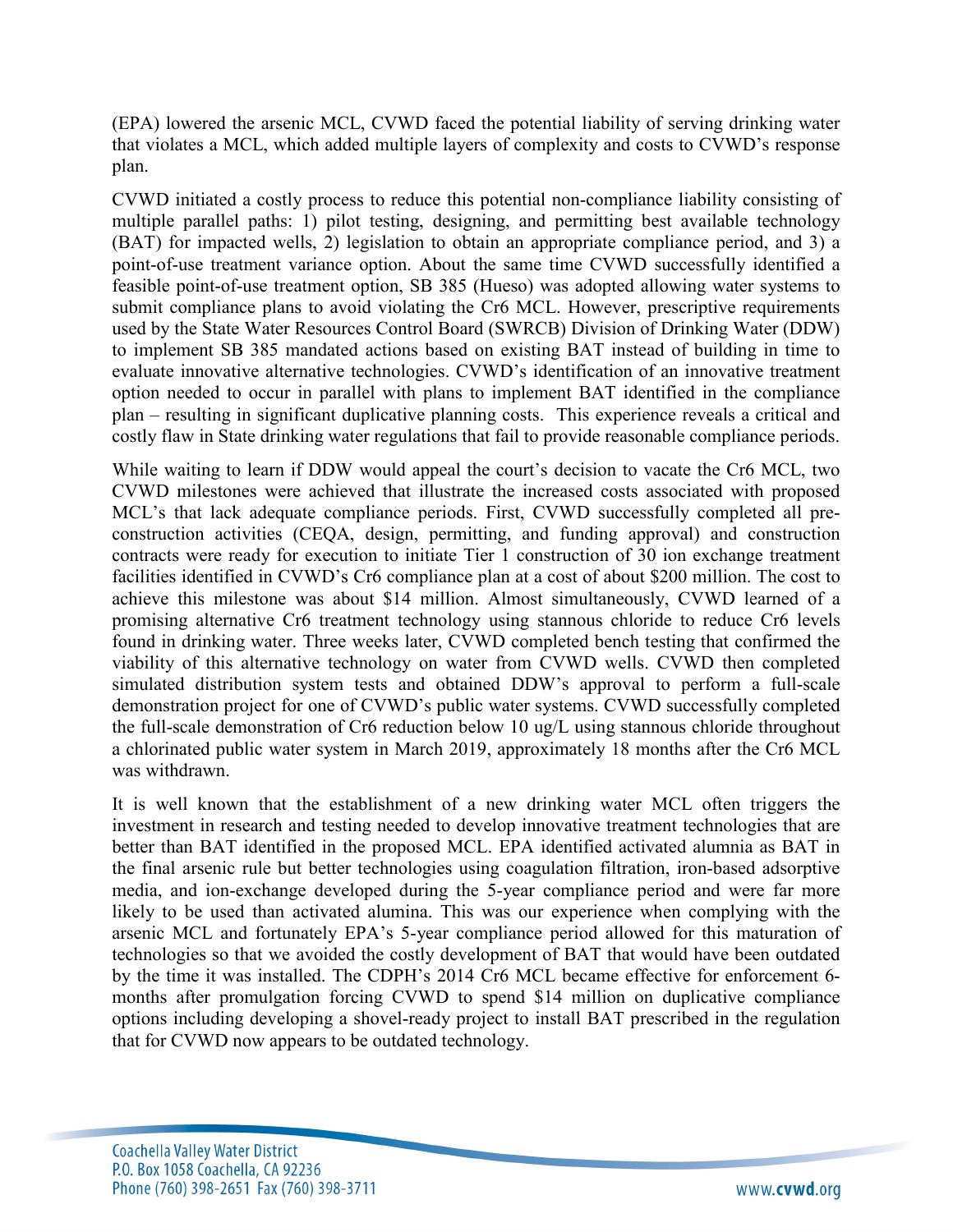(EPA) lowered the arsenic MCL, CVWD faced the potential liability of serving drinking water that violates a MCL, which added multiple layers of complexity and costs to CVWD's response plan.

CVWD initiated a costly process to reduce this potential non-compliance liability consisting of multiple parallel paths: 1) pilot testing, designing, and permitting best available technology (BAT) for impacted wells, 2) legislation to obtain an appropriate compliance period, and 3) a point-of-use treatment variance option. About the same time CVWD successfully identified a feasible point-of-use treatment option, SB 385 (Hueso) was adopted allowing water systems to submit compliance plans to avoid violating the Cr6 MCL. However, prescriptive requirements used by the State Water Resources Control Board (SWRCB) Division of Drinking Water (DDW) to implement SB 385 mandated actions based on existing BAT instead of building in time to evaluate innovative alternative technologies. CVWD's identification of an innovative treatment option needed to occur in parallel with plans to implement BAT identified in the compliance plan – resulting in significant duplicative planning costs. This experience reveals a critical and costly flaw in State drinking water regulations that fail to provide reasonable compliance periods.

While waiting to learn if DDW would appeal the court's decision to vacate the Cr6 MCL, two CVWD milestones were achieved that illustrate the increased costs associated with proposed MCL's that lack adequate compliance periods. First, CVWD successfully completed all pre-construction activities (CEQA, design, permitting, and funding approval) and construction contracts were ready for execution to initiate Tier 1 construction of 30 ion exchange treatment facilities identified in CVWD's Cr6 compliance plan at a cost of about $200 million. The cost to achieve this milestone was about $14 million. Almost simultaneously, CVWD learned of a promising alternative Cr6 treatment technology using stannous chloride to reduce Cr6 levels found in drinking water. Three weeks later, CVWD completed bench testing that confirmed the viability of this alternative technology on water from CVWD wells. CVWD then completed simulated distribution system tests and obtained DDW's approval to perform a full-scale demonstration project for one of CVWD's public water systems. CVWD successfully completed the full-scale demonstration of Cr6 reduction below 10 ug/L using stannous chloride throughout a chlorinated public water system in March 2019, approximately 18 months after the Cr6 MCL was withdrawn.

It is well known that the establishment of a new drinking water MCL often triggers the investment in research and testing needed to develop innovative treatment technologies that are better than BAT identified in the proposed MCL. EPA identified activated alumnia as BAT in the final arsenic rule but better technologies using coagulation filtration, iron-based adsorptive media, and ion-exchange developed during the 5-year compliance period and were far more likely to be used than activated alumina. This was our experience when complying with the arsenic MCL and fortunately EPA's 5-year compliance period allowed for this maturation of technologies so that we avoided the costly development of BAT that would have been outdated by the time it was installed. The CDPH's 2014 Cr6 MCL became effective for enforcement 6-months after promulgation forcing CVWD to spend $14 million on duplicative compliance options including developing a shovel-ready project to install BAT prescribed in the regulation that for CVWD now appears to be outdated technology.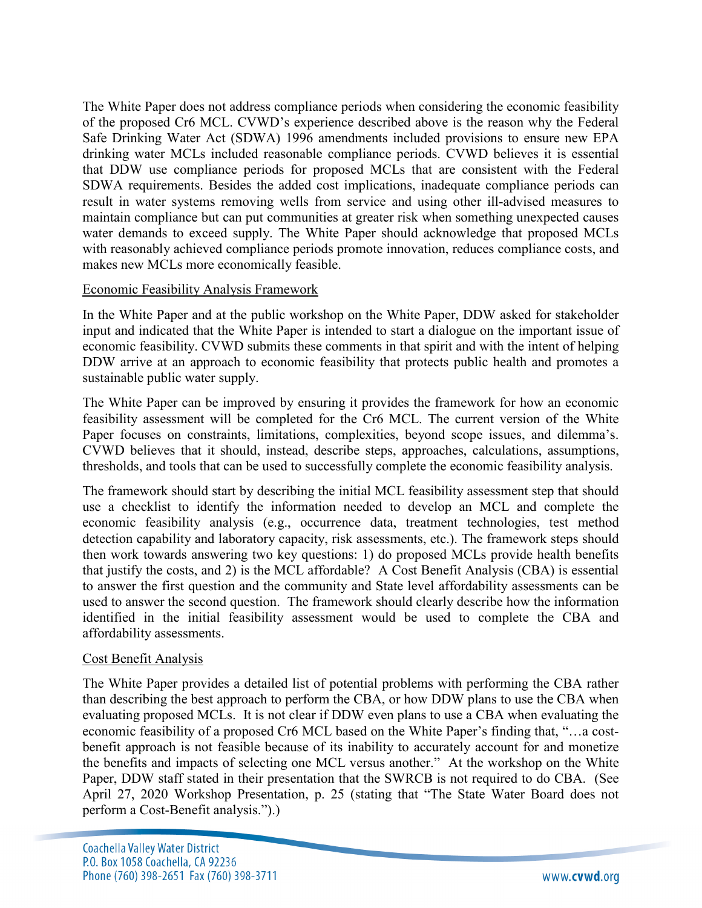The White Paper does not address compliance periods when considering the economic feasibility of the proposed Cr6 MCL. CVWD's experience described above is the reason why the Federal Safe Drinking Water Act (SDWA) 1996 amendments included provisions to ensure new EPA drinking water MCLs included reasonable compliance periods. CVWD believes it is essential that DDW use compliance periods for proposed MCLs that are consistent with the Federal SDWA requirements. Besides the added cost implications, inadequate compliance periods can result in water systems removing wells from service and using other ill-advised measures to maintain compliance but can put communities at greater risk when something unexpected causes water demands to exceed supply. The White Paper should acknowledge that proposed MCLs with reasonably achieved compliance periods promote innovation, reduces compliance costs, and makes new MCLs more economically feasible.

<u>Economic Feasibility Analysis Framework</u>

In the White Paper and at the public workshop on the White Paper, DDW asked for stakeholder input and indicated that the White Paper is intended to start a dialogue on the important issue of economic feasibility. CVWD submits these comments in that spirit and with the intent of helping DDW arrive at an approach to economic feasibility that protects public health and promotes a sustainable public water supply.

The White Paper can be improved by ensuring it provides the framework for how an economic feasibility assessment will be completed for the Cr6 MCL. The current version of the White Paper focuses on constraints, limitations, complexities, beyond scope issues, and dilemma's. CVWD believes that it should, instead, describe steps, approaches, calculations, assumptions, thresholds, and tools that can be used to successfully complete the economic feasibility analysis.

The framework should start by describing the initial MCL feasibility assessment step that should use a checklist to identify the information needed to develop an MCL and complete the economic feasibility analysis (e.g., occurrence data, treatment technologies, test method detection capability and laboratory capacity, risk assessments, etc.). The framework steps should then work towards answering two key questions: 1) do proposed MCLs provide health benefits that justify the costs, and 2) is the MCL affordable? A Cost Benefit Analysis (CBA) is essential to answer the first question and the community and State level affordability assessments can be used to answer the second question. The framework should clearly describe how the information identified in the initial feasibility assessment would be used to complete the CBA and affordability assessments.

<u>Cost Benefit Analysis</u>

The White Paper provides a detailed list of potential problems with performing the CBA rather than describing the best approach to perform the CBA, or how DDW plans to use the CBA when evaluating proposed MCLs. It is not clear if DDW even plans to use a CBA when evaluating the economic feasibility of a proposed Cr6 MCL based on the White Paper's finding that, "…a cost-benefit approach is not feasible because of its inability to accurately account for and monetize the benefits and impacts of selecting one MCL versus another." At the workshop on the White Paper, DDW staff stated in their presentation that the SWRCB is not required to do CBA. (See April 27, 2020 Workshop Presentation, p. 25 (stating that "The State Water Board does not perform a Cost-Benefit analysis.").)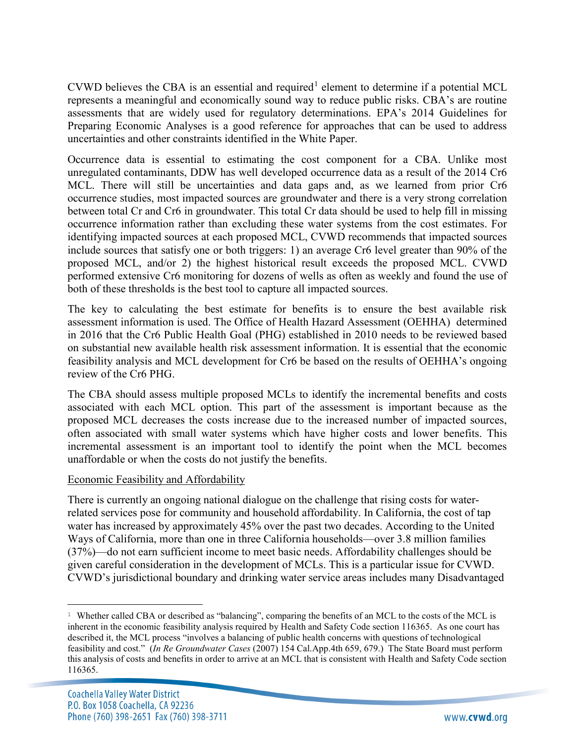CVWD believes the CBA is an essential and required[1] element to determine if a potential MCL represents a meaningful and economically sound way to reduce public risks. CBA's are routine assessments that are widely used for regulatory determinations. EPA's 2014 Guidelines for Preparing Economic Analyses is a good reference for approaches that can be used to address uncertainties and other constraints identified in the White Paper.

Occurrence data is essential to estimating the cost component for a CBA. Unlike most unregulated contaminants, DDW has well developed occurrence data as a result of the 2014 Cr6 MCL. There will still be uncertainties and data gaps and, as we learned from prior Cr6 occurrence studies, most impacted sources are groundwater and there is a very strong correlation between total Cr and Cr6 in groundwater. This total Cr data should be used to help fill in missing occurrence information rather than excluding these water systems from the cost estimates. For identifying impacted sources at each proposed MCL, CVWD recommends that impacted sources include sources that satisfy one or both triggers: 1) an average Cr6 level greater than 90% of the proposed MCL, and/or 2) the highest historical result exceeds the proposed MCL. CVWD performed extensive Cr6 monitoring for dozens of wells as often as weekly and found the use of both of these thresholds is the best tool to capture all impacted sources.

The key to calculating the best estimate for benefits is to ensure the best available risk assessment information is used. The Office of Health Hazard Assessment (OEHHA) determined in 2016 that the Cr6 Public Health Goal (PHG) established in 2010 needs to be reviewed based on substantial new available health risk assessment information. It is essential that the economic feasibility analysis and MCL development for Cr6 be based on the results of OEHHA's ongoing review of the Cr6 PHG.

The CBA should assess multiple proposed MCLs to identify the incremental benefits and costs associated with each MCL option. This part of the assessment is important because as the proposed MCL decreases the costs increase due to the increased number of impacted sources, often associated with small water systems which have higher costs and lower benefits. This incremental assessment is an important tool to identify the point when the MCL becomes unaffordable or when the costs do not justify the benefits.

<u>Economic Feasibility and Affordability</u>

There is currently an ongoing national dialogue on the challenge that rising costs for water-related services pose for community and household affordability. In California, the cost of tap water has increased by approximately 45% over the past two decades. According to the United Ways of California, more than one in three California households—over 3.8 million families (37%)—do not earn sufficient income to meet basic needs. Affordability challenges should be given careful consideration in the development of MCLs. This is a particular issue for CVWD. CVWD's jurisdictional boundary and drinking water service areas includes many Disadvantaged

---

[1] Whether called CBA or described as "balancing", comparing the benefits of an MCL to the costs of the MCL is inherent in the economic feasibility analysis required by Health and Safety Code section 116365. As one court has described it, the MCL process "involves a balancing of public health concerns with questions of technological feasibility and cost." (*In Re Groundwater Cases* (2007) 154 Cal.App.4th 659, 679.) The State Board must perform this analysis of costs and benefits in order to arrive at an MCL that is consistent with Health and Safety Code section 116365.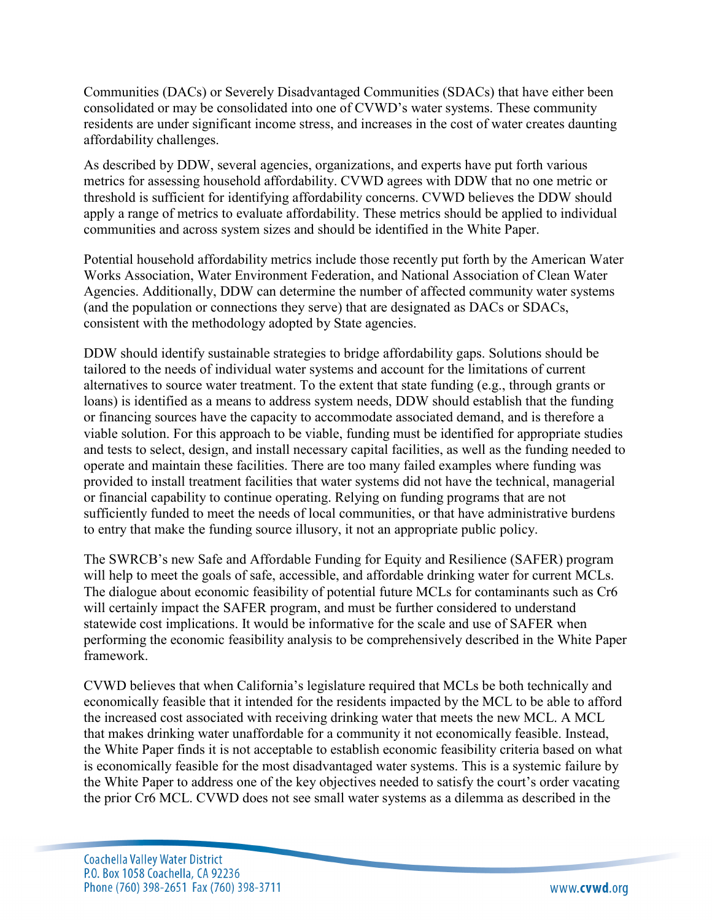Communities (DACs) or Severely Disadvantaged Communities (SDACs) that have either been consolidated or may be consolidated into one of CVWD's water systems. These community residents are under significant income stress, and increases in the cost of water creates daunting affordability challenges.

As described by DDW, several agencies, organizations, and experts have put forth various metrics for assessing household affordability. CVWD agrees with DDW that no one metric or threshold is sufficient for identifying affordability concerns. CVWD believes the DDW should apply a range of metrics to evaluate affordability. These metrics should be applied to individual communities and across system sizes and should be identified in the White Paper.

Potential household affordability metrics include those recently put forth by the American Water Works Association, Water Environment Federation, and National Association of Clean Water Agencies. Additionally, DDW can determine the number of affected community water systems (and the population or connections they serve) that are designated as DACs or SDACs, consistent with the methodology adopted by State agencies.

DDW should identify sustainable strategies to bridge affordability gaps. Solutions should be tailored to the needs of individual water systems and account for the limitations of current alternatives to source water treatment. To the extent that state funding (e.g., through grants or loans) is identified as a means to address system needs, DDW should establish that the funding or financing sources have the capacity to accommodate associated demand, and is therefore a viable solution. For this approach to be viable, funding must be identified for appropriate studies and tests to select, design, and install necessary capital facilities, as well as the funding needed to operate and maintain these facilities. There are too many failed examples where funding was provided to install treatment facilities that water systems did not have the technical, managerial or financial capability to continue operating. Relying on funding programs that are not sufficiently funded to meet the needs of local communities, or that have administrative burdens to entry that make the funding source illusory, it not an appropriate public policy.

The SWRCB's new Safe and Affordable Funding for Equity and Resilience (SAFER) program will help to meet the goals of safe, accessible, and affordable drinking water for current MCLs. The dialogue about economic feasibility of potential future MCLs for contaminants such as Cr6 will certainly impact the SAFER program, and must be further considered to understand statewide cost implications. It would be informative for the scale and use of SAFER when performing the economic feasibility analysis to be comprehensively described in the White Paper framework.

CVWD believes that when California's legislature required that MCLs be both technically and economically feasible that it intended for the residents impacted by the MCL to be able to afford the increased cost associated with receiving drinking water that meets the new MCL. A MCL that makes drinking water unaffordable for a community it not economically feasible. Instead, the White Paper finds it is not acceptable to establish economic feasibility criteria based on what is economically feasible for the most disadvantaged water systems. This is a systemic failure by the White Paper to address one of the key objectives needed to satisfy the court's order vacating the prior Cr6 MCL. CVWD does not see small water systems as a dilemma as described in the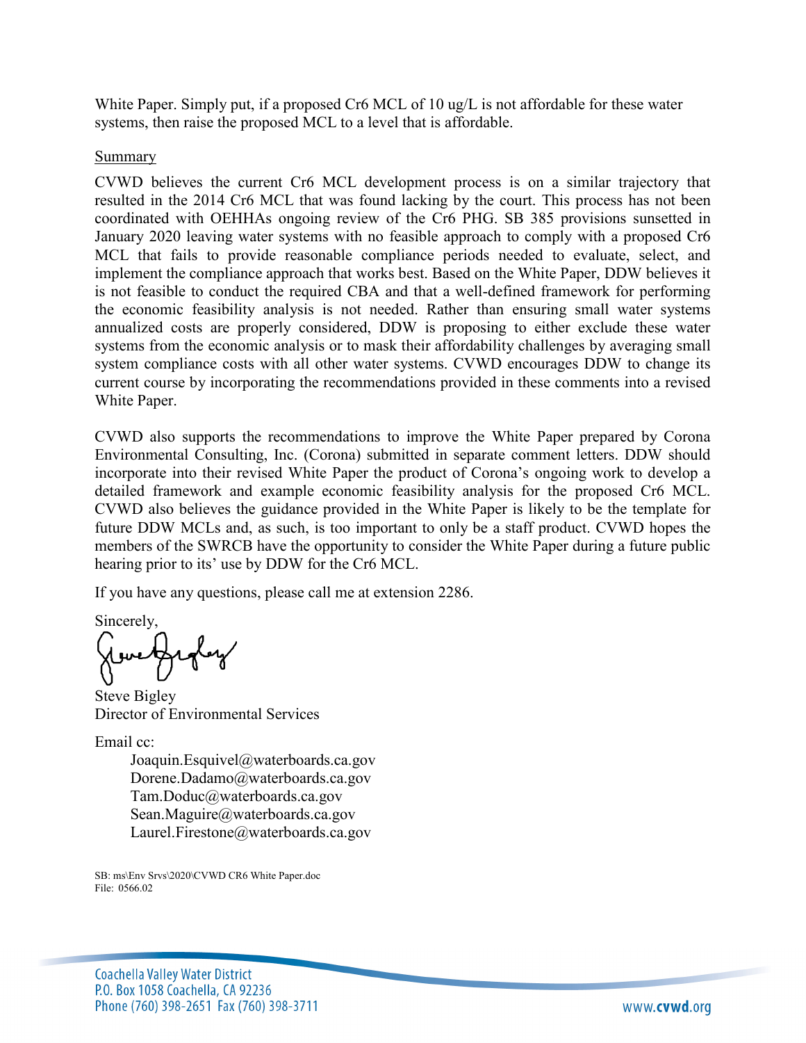White Paper. Simply put, if a proposed Cr6 MCL of 10 ug/L is not affordable for these water systems, then raise the proposed MCL to a level that is affordable.

Summary

CVWD believes the current Cr6 MCL development process is on a similar trajectory that resulted in the 2014 Cr6 MCL that was found lacking by the court. This process has not been coordinated with OEHHAs ongoing review of the Cr6 PHG. SB 385 provisions sunsetted in January 2020 leaving water systems with no feasible approach to comply with a proposed Cr6 MCL that fails to provide reasonable compliance periods needed to evaluate, select, and implement the compliance approach that works best. Based on the White Paper, DDW believes it is not feasible to conduct the required CBA and that a well-defined framework for performing the economic feasibility analysis is not needed. Rather than ensuring small water systems annualized costs are properly considered, DDW is proposing to either exclude these water systems from the economic analysis or to mask their affordability challenges by averaging small system compliance costs with all other water systems. CVWD encourages DDW to change its current course by incorporating the recommendations provided in these comments into a revised White Paper.

CVWD also supports the recommendations to improve the White Paper prepared by Corona Environmental Consulting, Inc. (Corona) submitted in separate comment letters. DDW should incorporate into their revised White Paper the product of Corona's ongoing work to develop a detailed framework and example economic feasibility analysis for the proposed Cr6 MCL. CVWD also believes the guidance provided in the White Paper is likely to be the template for future DDW MCLs and, as such, is too important to only be a staff product. CVWD hopes the members of the SWRCB have the opportunity to consider the White Paper during a future public hearing prior to its' use by DDW for the Cr6 MCL.

If you have any questions, please call me at extension 2286.

Sincerely,

Steve Bigley
Director of Environmental Services

Email cc:

Joaquin.Esquivel@waterboards.ca.gov
Dorene.Dadamo@waterboards.ca.gov
Tam.Doduc@waterboards.ca.gov
Sean.Maguire@waterboards.ca.gov
Laurel.Firestone@waterboards.ca.gov

SB: ms\Env Srvs\2020\CVWD CR6 White Paper.doc
File: 0566.02

Coachella Valley Water District
P.O. Box 1058 Coachella, CA 92236
Phone (760) 398-2651 Fax (760) 398-3711

www.cvwd.org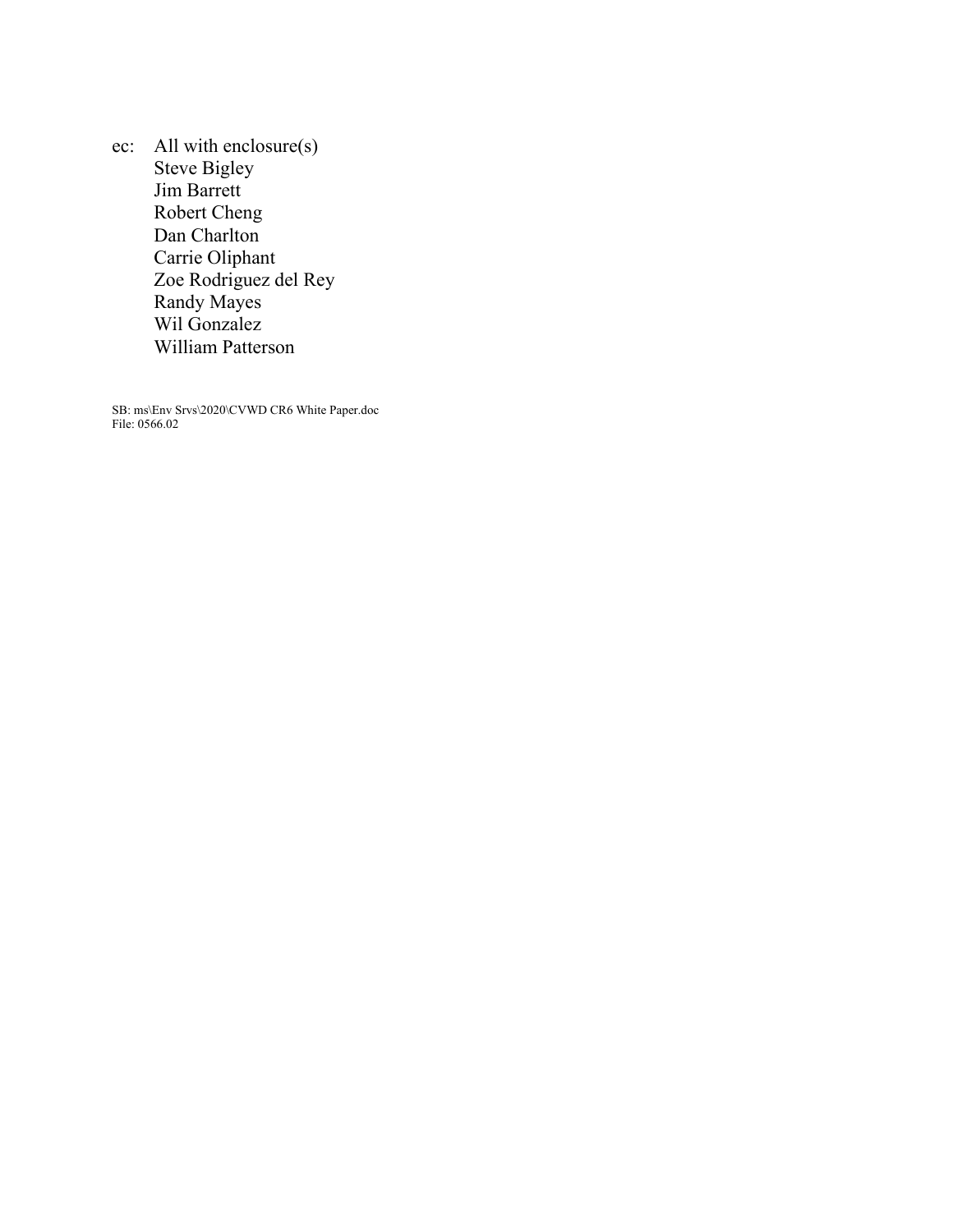ec: All with enclosure(s)
Steve Bigley
Jim Barrett
Robert Cheng
Dan Charlton
Carrie Oliphant
Zoe Rodriguez del Rey
Randy Mayes
Wil Gonzalez
William Patterson

SB: ms\Env Srvs\2020\CVWD CR6 White Paper.doc
File: 0566.02